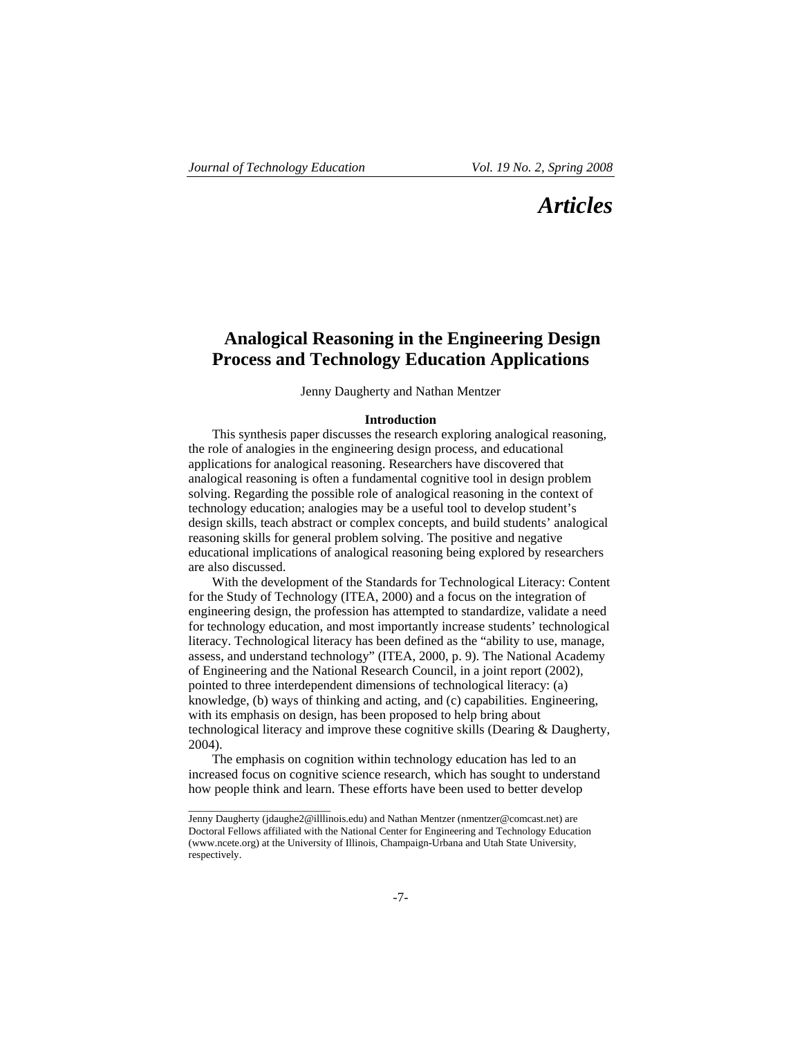# Articles

## Analogical Reasoning in the Engineering Design Process and Technology Education Applications

Jenny Daugherty and Nathan Mentzer

### Introduction

This synthesis paper discusses the research exploring analogical reasoning, the role of analogies in the engineering design process, and educational applications for analogical reasoning. Researchers have discovered that analogical reasoning is often a fundamental cognitive tool in design problem solving. Regarding the possible role of analogical reasoning in the context of technology education; analogies may be a useful tool to develop student's design skills, teach abstract or complex concepts, and build students' analogical reasoning skills for general problem solving. The positive and negative educational implications of analogical reasoning being explored by researchers are also discussed.

With the development of the Standards for Technological Literacy: Content for the Study of Technology (ITEA, 2000) and a focus on the integration of engineering design, the profession has attempted to standardize, validate a need for technology education, and most importantly increase students' technological literacy. Technological literacy has been defined as the "ability to use, manage, assess, and understand technology" (ITEA, 2000, p. 9). The National Academy of Engineering and the National Research Council, in a joint report (2002), pointed to three interdependent dimensions of technological literacy: (a) knowledge, (b) ways of thinking and acting, and (c) capabilities. Engineering, with its emphasis on design, has been proposed to help bring about technological literacy and improve these cognitive skills (Dearing & Daugherty, 2004).

The emphasis on cognition within technology education has led to an increased focus on cognitive science research, which has sought to understand how people think and learn. These efforts have been used to better develop

---

Jenny Daugherty (jdaughe2@illlinois.edu) and Nathan Mentzer (nmentzer@comcast.net) are Doctoral Fellows affiliated with the National Center for Engineering and Technology Education (www.ncete.org) at the University of Illinois, Champaign-Urbana and Utah State University, respectively.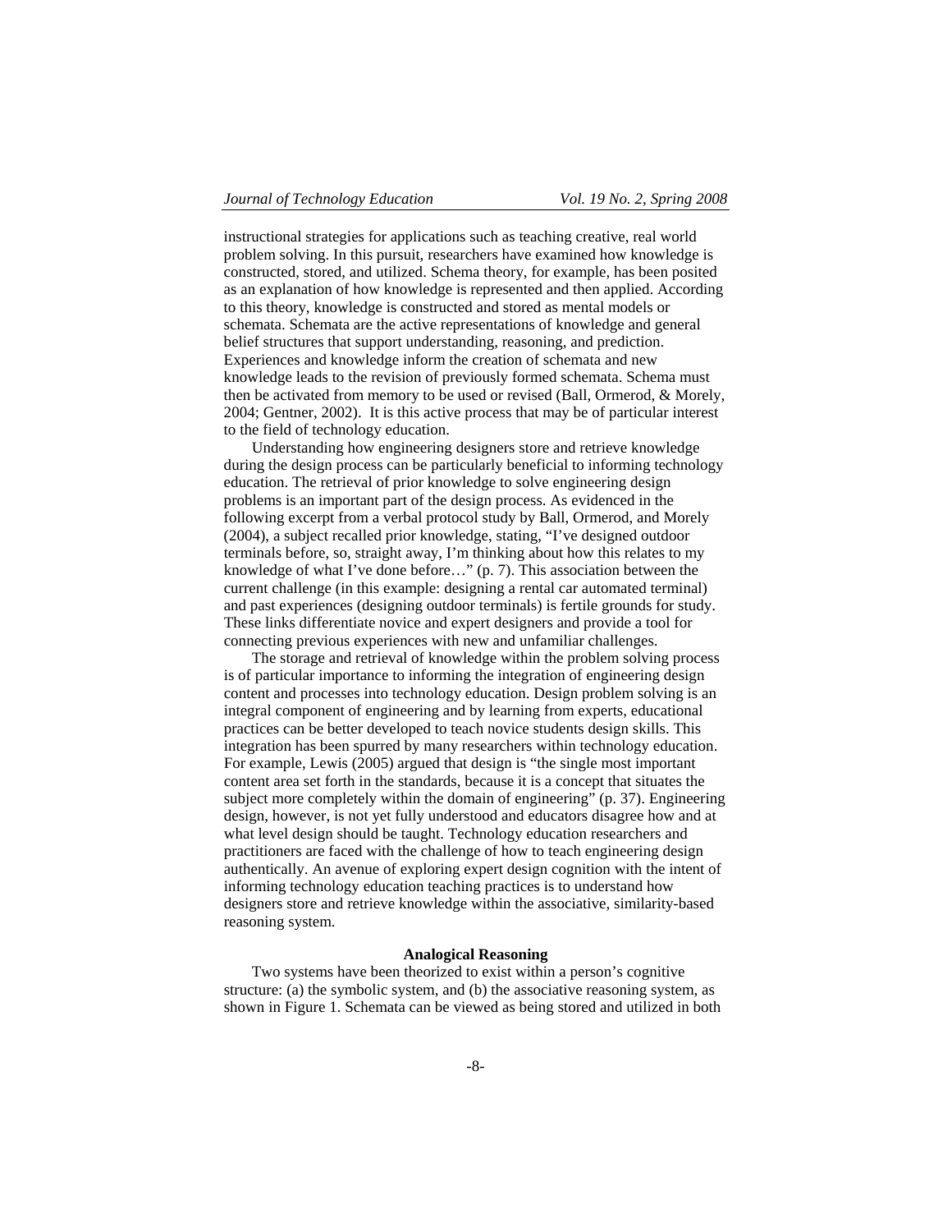instructional strategies for applications such as teaching creative, real world problem solving. In this pursuit, researchers have examined how knowledge is constructed, stored, and utilized. Schema theory, for example, has been posited as an explanation of how knowledge is represented and then applied. According to this theory, knowledge is constructed and stored as mental models or schemata. Schemata are the active representations of knowledge and general belief structures that support understanding, reasoning, and prediction. Experiences and knowledge inform the creation of schemata and new knowledge leads to the revision of previously formed schemata. Schema must then be activated from memory to be used or revised (Ball, Ormerod, & Morely, 2004; Gentner, 2002). It is this active process that may be of particular interest to the field of technology education.

Understanding how engineering designers store and retrieve knowledge during the design process can be particularly beneficial to informing technology education. The retrieval of prior knowledge to solve engineering design problems is an important part of the design process. As evidenced in the following excerpt from a verbal protocol study by Ball, Ormerod, and Morely (2004), a subject recalled prior knowledge, stating, "I've designed outdoor terminals before, so, straight away, I'm thinking about how this relates to my knowledge of what I've done before…" (p. 7). This association between the current challenge (in this example: designing a rental car automated terminal) and past experiences (designing outdoor terminals) is fertile grounds for study. These links differentiate novice and expert designers and provide a tool for connecting previous experiences with new and unfamiliar challenges.

The storage and retrieval of knowledge within the problem solving process is of particular importance to informing the integration of engineering design content and processes into technology education. Design problem solving is an integral component of engineering and by learning from experts, educational practices can be better developed to teach novice students design skills. This integration has been spurred by many researchers within technology education. For example, Lewis (2005) argued that design is "the single most important content area set forth in the standards, because it is a concept that situates the subject more completely within the domain of engineering" (p. 37). Engineering design, however, is not yet fully understood and educators disagree how and at what level design should be taught. Technology education researchers and practitioners are faced with the challenge of how to teach engineering design authentically. An avenue of exploring expert design cognition with the intent of informing technology education teaching practices is to understand how designers store and retrieve knowledge within the associative, similarity-based reasoning system.

## Analogical Reasoning

Two systems have been theorized to exist within a person's cognitive structure: (a) the symbolic system, and (b) the associative reasoning system, as shown in Figure 1. Schemata can be viewed as being stored and utilized in both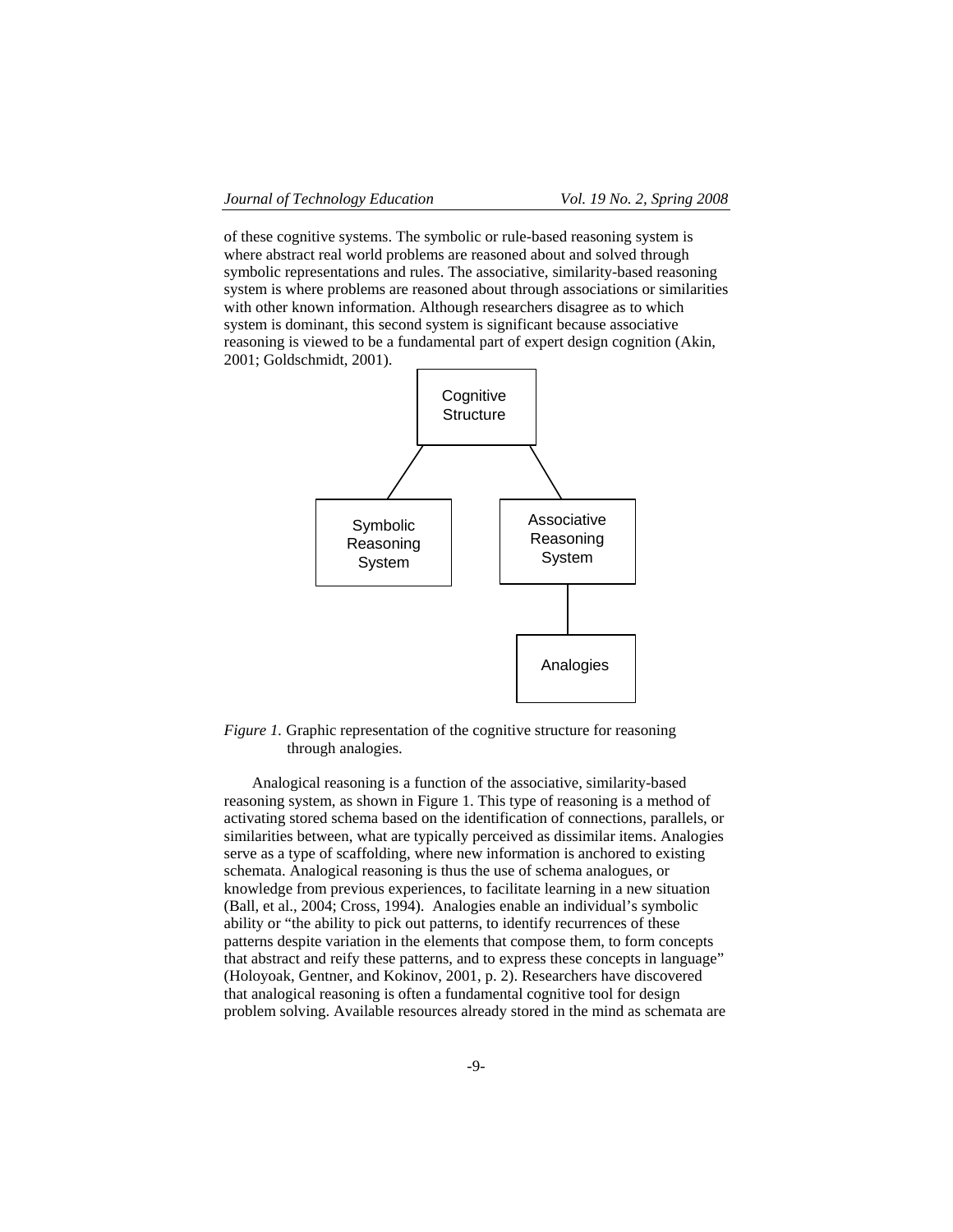of these cognitive systems. The symbolic or rule-based reasoning system is where abstract real world problems are reasoned about and solved through symbolic representations and rules. The associative, similarity-based reasoning system is where problems are reasoned about through associations or similarities with other known information. Although researchers disagree as to which system is dominant, this second system is significant because associative reasoning is viewed to be a fundamental part of expert design cognition (Akin, 2001; Goldschmidt, 2001).

*Figure 1.* Graphic representation of the cognitive structure for reasoning through analogies.

Analogical reasoning is a function of the associative, similarity-based reasoning system, as shown in Figure 1. This type of reasoning is a method of activating stored schema based on the identification of connections, parallels, or similarities between, what are typically perceived as dissimilar items. Analogies serve as a type of scaffolding, where new information is anchored to existing schemata. Analogical reasoning is thus the use of schema analogues, or knowledge from previous experiences, to facilitate learning in a new situation (Ball, et al., 2004; Cross, 1994). Analogies enable an individual's symbolic ability or "the ability to pick out patterns, to identify recurrences of these patterns despite variation in the elements that compose them, to form concepts that abstract and reify these patterns, and to express these concepts in language" (Holoyoak, Gentner, and Kokinov, 2001, p. 2). Researchers have discovered that analogical reasoning is often a fundamental cognitive tool for design problem solving. Available resources already stored in the mind as schemata are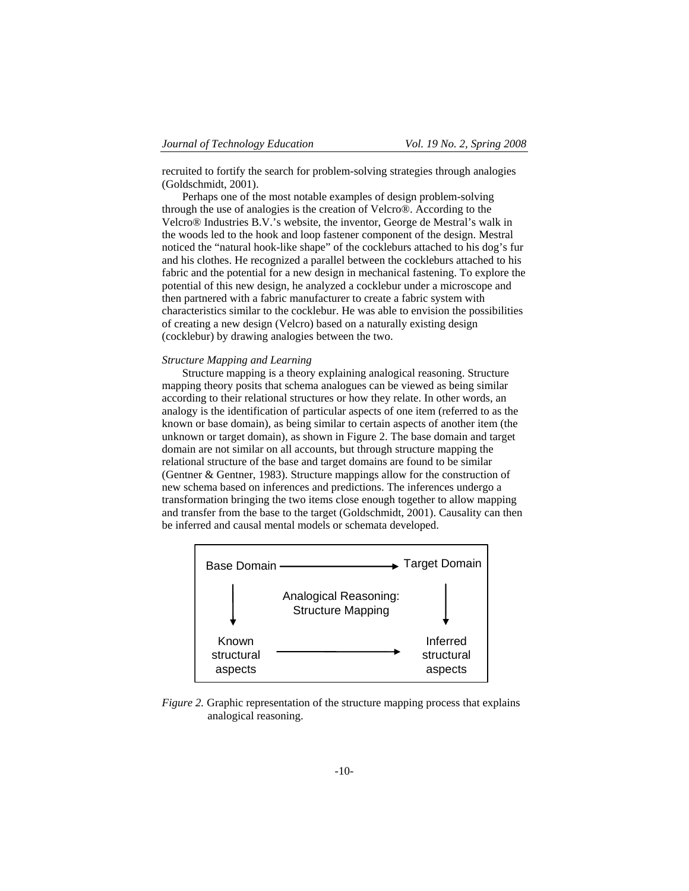recruited to fortify the search for problem-solving strategies through analogies (Goldschmidt, 2001).

Perhaps one of the most notable examples of design problem-solving through the use of analogies is the creation of Velcro®. According to the Velcro® Industries B.V.'s website, the inventor, George de Mestral's walk in the woods led to the hook and loop fastener component of the design. Mestral noticed the "natural hook-like shape" of the cockleburs attached to his dog's fur and his clothes. He recognized a parallel between the cockleburs attached to his fabric and the potential for a new design in mechanical fastening. To explore the potential of this new design, he analyzed a cocklebur under a microscope and then partnered with a fabric manufacturer to create a fabric system with characteristics similar to the cocklebur. He was able to envision the possibilities of creating a new design (Velcro) based on a naturally existing design (cocklebur) by drawing analogies between the two.

*Structure Mapping and Learning*

Structure mapping is a theory explaining analogical reasoning. Structure mapping theory posits that schema analogues can be viewed as being similar according to their relational structures or how they relate. In other words, an analogy is the identification of particular aspects of one item (referred to as the known or base domain), as being similar to certain aspects of another item (the unknown or target domain), as shown in Figure 2. The base domain and target domain are not similar on all accounts, but through structure mapping the relational structure of the base and target domains are found to be similar (Gentner & Gentner, 1983). Structure mappings allow for the construction of new schema based on inferences and predictions. The inferences undergo a transformation bringing the two items close enough together to allow mapping and transfer from the base to the target (Goldschmidt, 2001). Causality can then be inferred and causal mental models or schemata developed.

```
Base Domain  ------------------------>  Target Domain
     |                                       |
     |        Analogical Reasoning:          |
     |         Structure Mapping             |
     v                                       v
   Known                                  Inferred
 structural  ------------------------>   structural
  aspects                                 aspects
```

*Figure 2.* Graphic representation of the structure mapping process that explains analogical reasoning.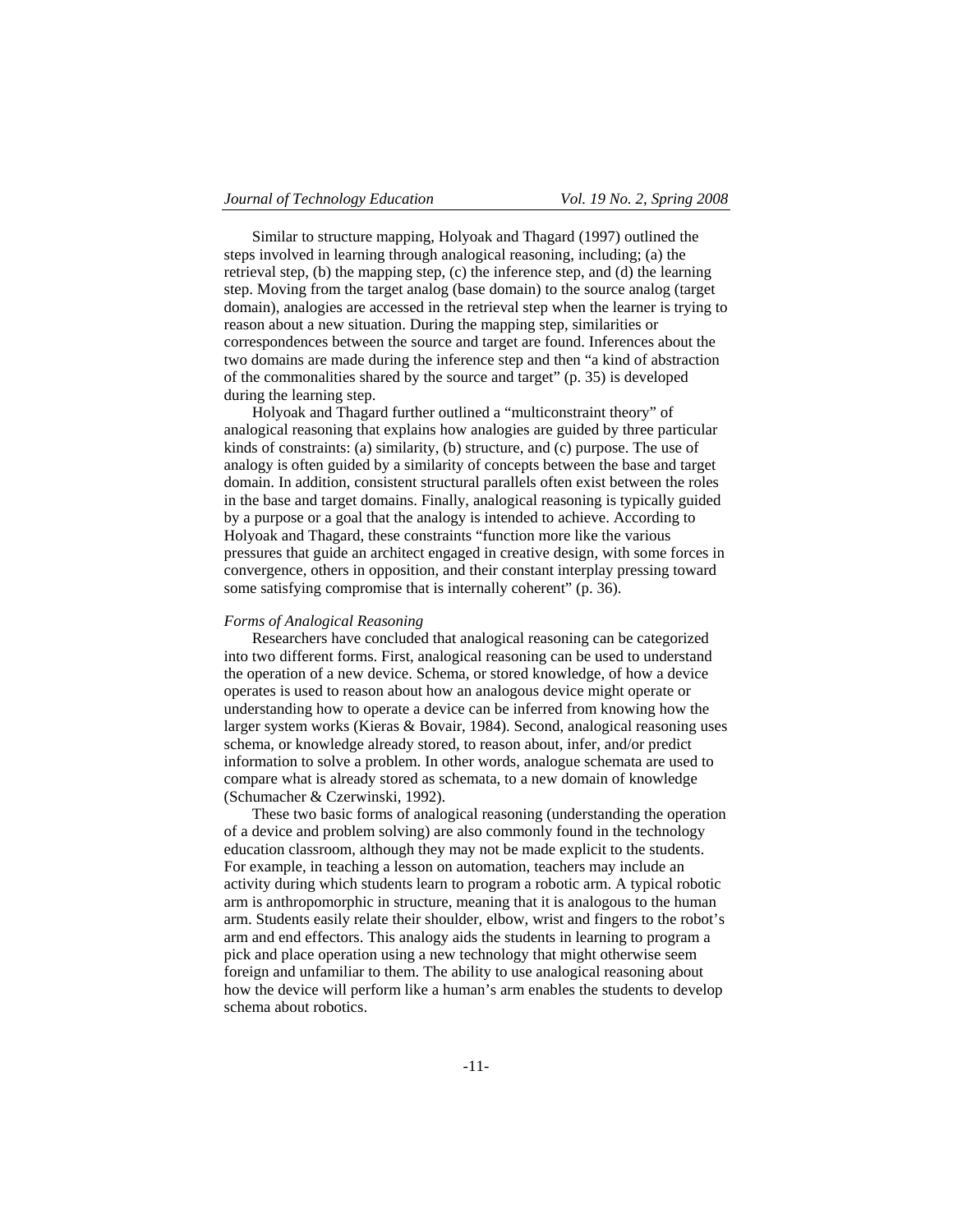Similar to structure mapping, Holyoak and Thagard (1997) outlined the steps involved in learning through analogical reasoning, including; (a) the retrieval step, (b) the mapping step, (c) the inference step, and (d) the learning step. Moving from the target analog (base domain) to the source analog (target domain), analogies are accessed in the retrieval step when the learner is trying to reason about a new situation. During the mapping step, similarities or correspondences between the source and target are found. Inferences about the two domains are made during the inference step and then "a kind of abstraction of the commonalities shared by the source and target" (p. 35) is developed during the learning step.

Holyoak and Thagard further outlined a "multiconstraint theory" of analogical reasoning that explains how analogies are guided by three particular kinds of constraints: (a) similarity, (b) structure, and (c) purpose. The use of analogy is often guided by a similarity of concepts between the base and target domain. In addition, consistent structural parallels often exist between the roles in the base and target domains. Finally, analogical reasoning is typically guided by a purpose or a goal that the analogy is intended to achieve. According to Holyoak and Thagard, these constraints "function more like the various pressures that guide an architect engaged in creative design, with some forces in convergence, others in opposition, and their constant interplay pressing toward some satisfying compromise that is internally coherent" (p. 36).

*Forms of Analogical Reasoning*

Researchers have concluded that analogical reasoning can be categorized into two different forms. First, analogical reasoning can be used to understand the operation of a new device. Schema, or stored knowledge, of how a device operates is used to reason about how an analogous device might operate or understanding how to operate a device can be inferred from knowing how the larger system works (Kieras & Bovair, 1984). Second, analogical reasoning uses schema, or knowledge already stored, to reason about, infer, and/or predict information to solve a problem. In other words, analogue schemata are used to compare what is already stored as schemata, to a new domain of knowledge (Schumacher & Czerwinski, 1992).

These two basic forms of analogical reasoning (understanding the operation of a device and problem solving) are also commonly found in the technology education classroom, although they may not be made explicit to the students. For example, in teaching a lesson on automation, teachers may include an activity during which students learn to program a robotic arm. A typical robotic arm is anthropomorphic in structure, meaning that it is analogous to the human arm. Students easily relate their shoulder, elbow, wrist and fingers to the robot's arm and end effectors. This analogy aids the students in learning to program a pick and place operation using a new technology that might otherwise seem foreign and unfamiliar to them. The ability to use analogical reasoning about how the device will perform like a human's arm enables the students to develop schema about robotics.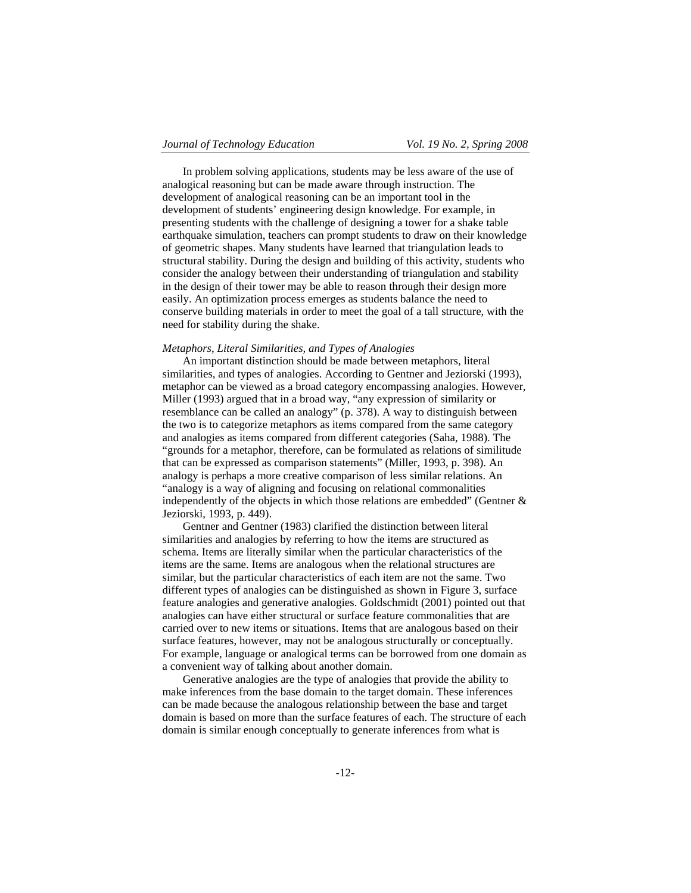In problem solving applications, students may be less aware of the use of analogical reasoning but can be made aware through instruction. The development of analogical reasoning can be an important tool in the development of students' engineering design knowledge. For example, in presenting students with the challenge of designing a tower for a shake table earthquake simulation, teachers can prompt students to draw on their knowledge of geometric shapes. Many students have learned that triangulation leads to structural stability. During the design and building of this activity, students who consider the analogy between their understanding of triangulation and stability in the design of their tower may be able to reason through their design more easily. An optimization process emerges as students balance the need to conserve building materials in order to meet the goal of a tall structure, with the need for stability during the shake.

*Metaphors, Literal Similarities, and Types of Analogies*

An important distinction should be made between metaphors, literal similarities, and types of analogies. According to Gentner and Jeziorski (1993), metaphor can be viewed as a broad category encompassing analogies. However, Miller (1993) argued that in a broad way, "any expression of similarity or resemblance can be called an analogy" (p. 378). A way to distinguish between the two is to categorize metaphors as items compared from the same category and analogies as items compared from different categories (Saha, 1988). The "grounds for a metaphor, therefore, can be formulated as relations of similitude that can be expressed as comparison statements" (Miller, 1993, p. 398). An analogy is perhaps a more creative comparison of less similar relations. An "analogy is a way of aligning and focusing on relational commonalities independently of the objects in which those relations are embedded" (Gentner & Jeziorski, 1993, p. 449).

Gentner and Gentner (1983) clarified the distinction between literal similarities and analogies by referring to how the items are structured as schema. Items are literally similar when the particular characteristics of the items are the same. Items are analogous when the relational structures are similar, but the particular characteristics of each item are not the same. Two different types of analogies can be distinguished as shown in Figure 3, surface feature analogies and generative analogies. Goldschmidt (2001) pointed out that analogies can have either structural or surface feature commonalities that are carried over to new items or situations. Items that are analogous based on their surface features, however, may not be analogous structurally or conceptually. For example, language or analogical terms can be borrowed from one domain as a convenient way of talking about another domain.

Generative analogies are the type of analogies that provide the ability to make inferences from the base domain to the target domain. These inferences can be made because the analogous relationship between the base and target domain is based on more than the surface features of each. The structure of each domain is similar enough conceptually to generate inferences from what is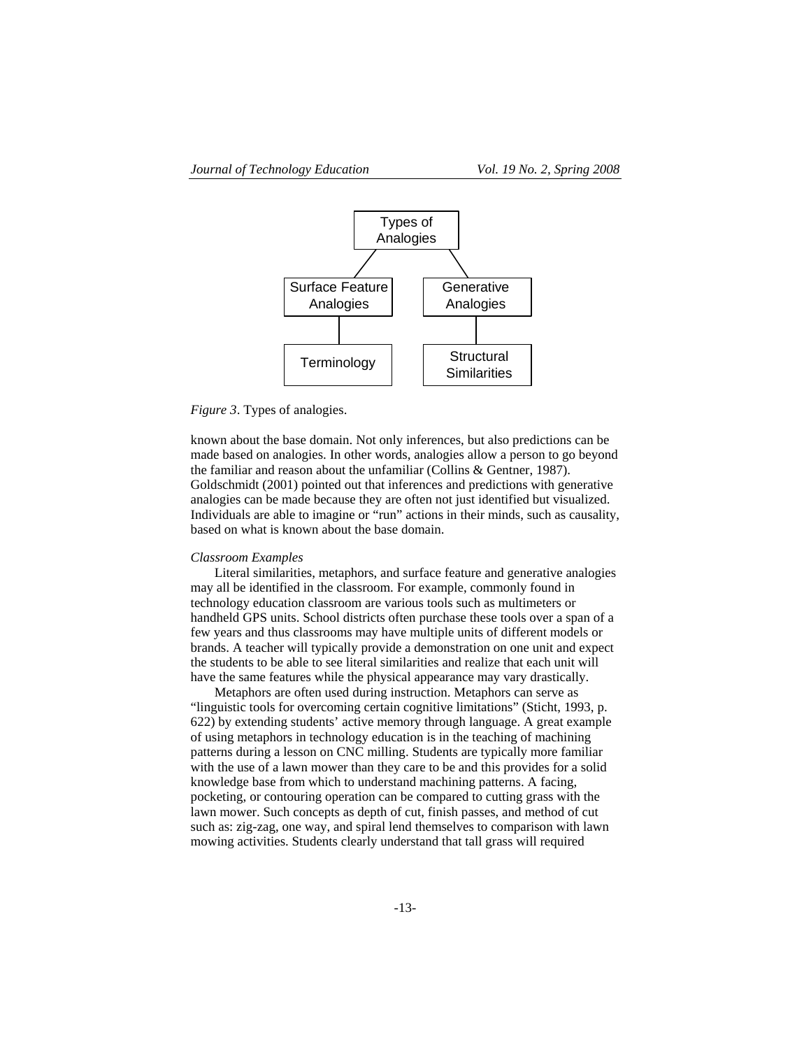Types of Analogies

Surface Feature Analogies — Terminology

Generative Analogies — Structural Similarities

*Figure 3*. Types of analogies.

known about the base domain. Not only inferences, but also predictions can be made based on analogies. In other words, analogies allow a person to go beyond the familiar and reason about the unfamiliar (Collins & Gentner, 1987). Goldschmidt (2001) pointed out that inferences and predictions with generative analogies can be made because they are often not just identified but visualized. Individuals are able to imagine or "run" actions in their minds, such as causality, based on what is known about the base domain.

*Classroom Examples*

Literal similarities, metaphors, and surface feature and generative analogies may all be identified in the classroom. For example, commonly found in technology education classroom are various tools such as multimeters or handheld GPS units. School districts often purchase these tools over a span of a few years and thus classrooms may have multiple units of different models or brands. A teacher will typically provide a demonstration on one unit and expect the students to be able to see literal similarities and realize that each unit will have the same features while the physical appearance may vary drastically.

Metaphors are often used during instruction. Metaphors can serve as "linguistic tools for overcoming certain cognitive limitations" (Sticht, 1993, p. 622) by extending students' active memory through language. A great example of using metaphors in technology education is in the teaching of machining patterns during a lesson on CNC milling. Students are typically more familiar with the use of a lawn mower than they care to be and this provides for a solid knowledge base from which to understand machining patterns. A facing, pocketing, or contouring operation can be compared to cutting grass with the lawn mower. Such concepts as depth of cut, finish passes, and method of cut such as: zig-zag, one way, and spiral lend themselves to comparison with lawn mowing activities. Students clearly understand that tall grass will required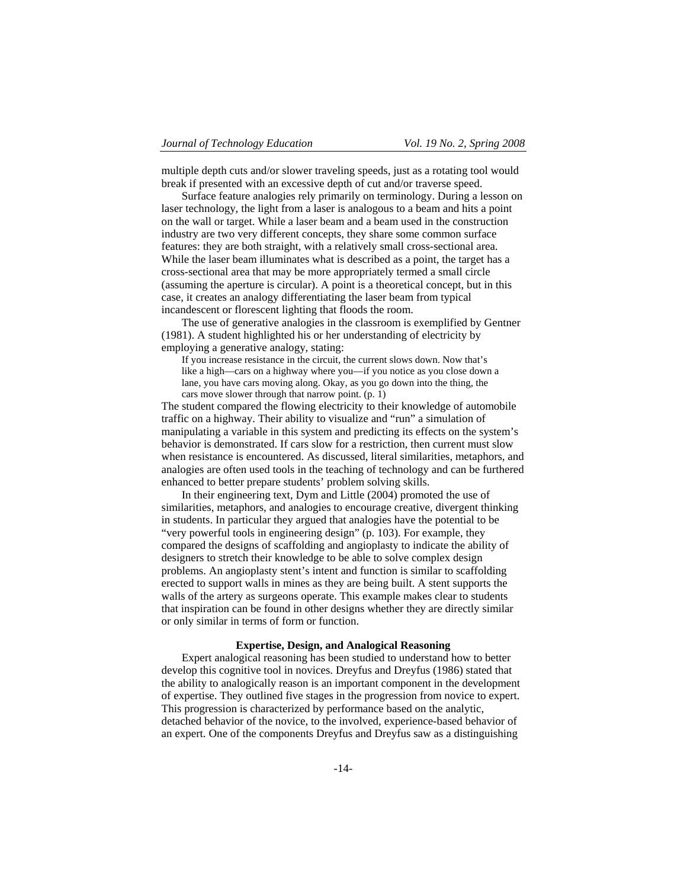multiple depth cuts and/or slower traveling speeds, just as a rotating tool would break if presented with an excessive depth of cut and/or traverse speed.

Surface feature analogies rely primarily on terminology. During a lesson on laser technology, the light from a laser is analogous to a beam and hits a point on the wall or target. While a laser beam and a beam used in the construction industry are two very different concepts, they share some common surface features: they are both straight, with a relatively small cross-sectional area. While the laser beam illuminates what is described as a point, the target has a cross-sectional area that may be more appropriately termed a small circle (assuming the aperture is circular). A point is a theoretical concept, but in this case, it creates an analogy differentiating the laser beam from typical incandescent or florescent lighting that floods the room.

The use of generative analogies in the classroom is exemplified by Gentner (1981). A student highlighted his or her understanding of electricity by employing a generative analogy, stating:

> If you increase resistance in the circuit, the current slows down. Now that's like a high—cars on a highway where you—if you notice as you close down a lane, you have cars moving along. Okay, as you go down into the thing, the cars move slower through that narrow point. (p. 1)

The student compared the flowing electricity to their knowledge of automobile traffic on a highway. Their ability to visualize and "run" a simulation of manipulating a variable in this system and predicting its effects on the system's behavior is demonstrated. If cars slow for a restriction, then current must slow when resistance is encountered. As discussed, literal similarities, metaphors, and analogies are often used tools in the teaching of technology and can be furthered enhanced to better prepare students' problem solving skills.

In their engineering text, Dym and Little (2004) promoted the use of similarities, metaphors, and analogies to encourage creative, divergent thinking in students. In particular they argued that analogies have the potential to be "very powerful tools in engineering design" (p. 103). For example, they compared the designs of scaffolding and angioplasty to indicate the ability of designers to stretch their knowledge to be able to solve complex design problems. An angioplasty stent's intent and function is similar to scaffolding erected to support walls in mines as they are being built. A stent supports the walls of the artery as surgeons operate. This example makes clear to students that inspiration can be found in other designs whether they are directly similar or only similar in terms of form or function.

## Expertise, Design, and Analogical Reasoning

Expert analogical reasoning has been studied to understand how to better develop this cognitive tool in novices. Dreyfus and Dreyfus (1986) stated that the ability to analogically reason is an important component in the development of expertise. They outlined five stages in the progression from novice to expert. This progression is characterized by performance based on the analytic, detached behavior of the novice, to the involved, experience-based behavior of an expert. One of the components Dreyfus and Dreyfus saw as a distinguishing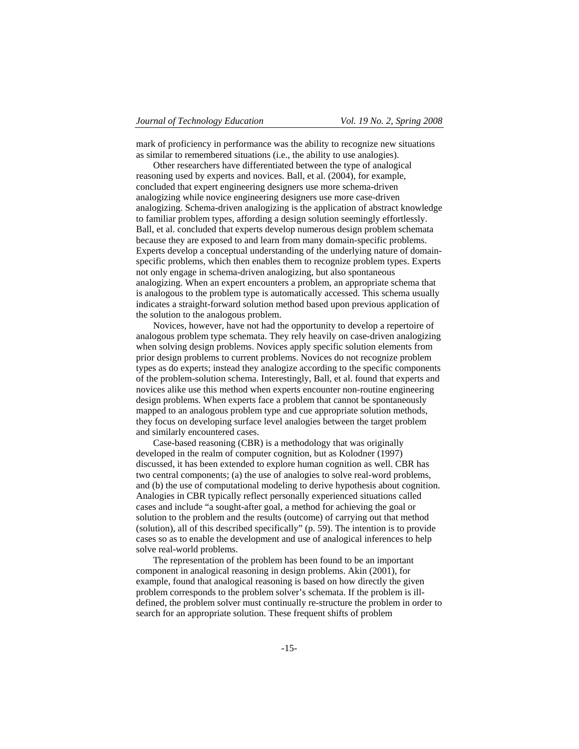mark of proficiency in performance was the ability to recognize new situations as similar to remembered situations (i.e., the ability to use analogies).

Other researchers have differentiated between the type of analogical reasoning used by experts and novices. Ball, et al. (2004), for example, concluded that expert engineering designers use more schema-driven analogizing while novice engineering designers use more case-driven analogizing. Schema-driven analogizing is the application of abstract knowledge to familiar problem types, affording a design solution seemingly effortlessly. Ball, et al. concluded that experts develop numerous design problem schemata because they are exposed to and learn from many domain-specific problems. Experts develop a conceptual understanding of the underlying nature of domain-specific problems, which then enables them to recognize problem types. Experts not only engage in schema-driven analogizing, but also spontaneous analogizing. When an expert encounters a problem, an appropriate schema that is analogous to the problem type is automatically accessed. This schema usually indicates a straight-forward solution method based upon previous application of the solution to the analogous problem.

Novices, however, have not had the opportunity to develop a repertoire of analogous problem type schemata. They rely heavily on case-driven analogizing when solving design problems. Novices apply specific solution elements from prior design problems to current problems. Novices do not recognize problem types as do experts; instead they analogize according to the specific components of the problem-solution schema. Interestingly, Ball, et al. found that experts and novices alike use this method when experts encounter non-routine engineering design problems. When experts face a problem that cannot be spontaneously mapped to an analogous problem type and cue appropriate solution methods, they focus on developing surface level analogies between the target problem and similarly encountered cases.

Case-based reasoning (CBR) is a methodology that was originally developed in the realm of computer cognition, but as Kolodner (1997) discussed, it has been extended to explore human cognition as well. CBR has two central components; (a) the use of analogies to solve real-word problems, and (b) the use of computational modeling to derive hypothesis about cognition. Analogies in CBR typically reflect personally experienced situations called cases and include "a sought-after goal, a method for achieving the goal or solution to the problem and the results (outcome) of carrying out that method (solution), all of this described specifically" (p. 59). The intention is to provide cases so as to enable the development and use of analogical inferences to help solve real-world problems.

The representation of the problem has been found to be an important component in analogical reasoning in design problems. Akin (2001), for example, found that analogical reasoning is based on how directly the given problem corresponds to the problem solver's schemata. If the problem is ill-defined, the problem solver must continually re-structure the problem in order to search for an appropriate solution. These frequent shifts of problem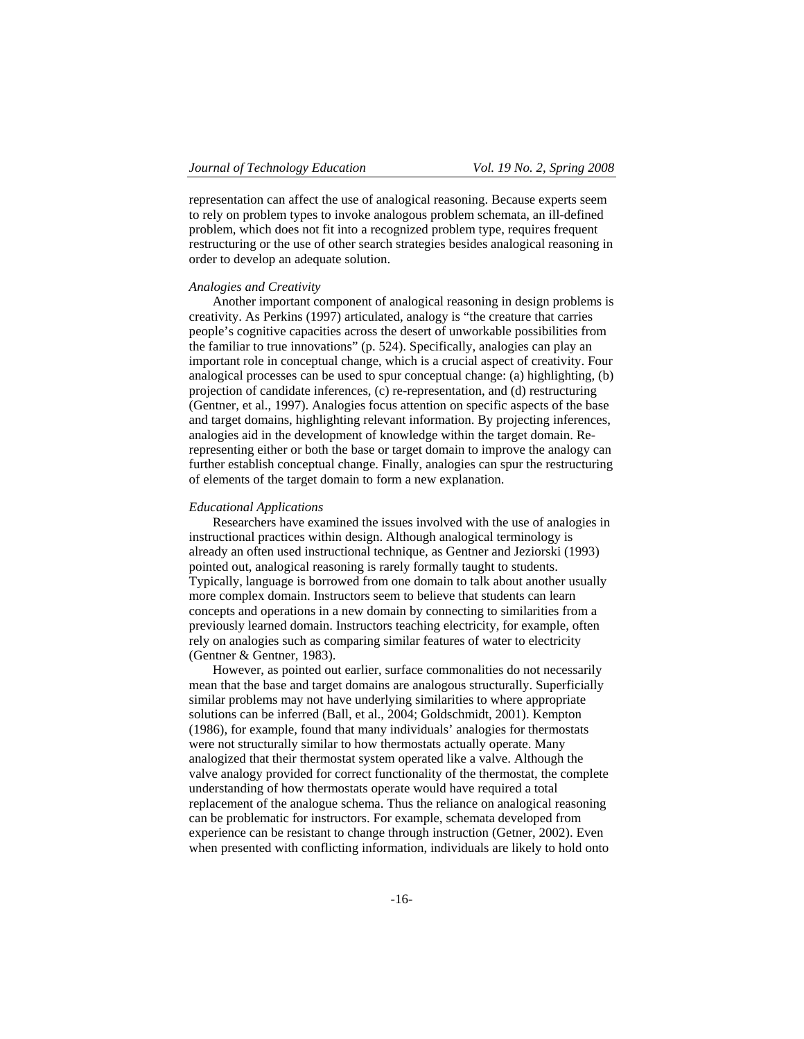representation can affect the use of analogical reasoning. Because experts seem to rely on problem types to invoke analogous problem schemata, an ill-defined problem, which does not fit into a recognized problem type, requires frequent restructuring or the use of other search strategies besides analogical reasoning in order to develop an adequate solution.

### *Analogies and Creativity*

Another important component of analogical reasoning in design problems is creativity. As Perkins (1997) articulated, analogy is "the creature that carries people's cognitive capacities across the desert of unworkable possibilities from the familiar to true innovations" (p. 524). Specifically, analogies can play an important role in conceptual change, which is a crucial aspect of creativity. Four analogical processes can be used to spur conceptual change: (a) highlighting, (b) projection of candidate inferences, (c) re-representation, and (d) restructuring (Gentner, et al., 1997). Analogies focus attention on specific aspects of the base and target domains, highlighting relevant information. By projecting inferences, analogies aid in the development of knowledge within the target domain. Re-representing either or both the base or target domain to improve the analogy can further establish conceptual change. Finally, analogies can spur the restructuring of elements of the target domain to form a new explanation.

### *Educational Applications*

Researchers have examined the issues involved with the use of analogies in instructional practices within design. Although analogical terminology is already an often used instructional technique, as Gentner and Jeziorski (1993) pointed out, analogical reasoning is rarely formally taught to students. Typically, language is borrowed from one domain to talk about another usually more complex domain. Instructors seem to believe that students can learn concepts and operations in a new domain by connecting to similarities from a previously learned domain. Instructors teaching electricity, for example, often rely on analogies such as comparing similar features of water to electricity (Gentner & Gentner, 1983).

However, as pointed out earlier, surface commonalities do not necessarily mean that the base and target domains are analogous structurally. Superficially similar problems may not have underlying similarities to where appropriate solutions can be inferred (Ball, et al., 2004; Goldschmidt, 2001). Kempton (1986), for example, found that many individuals' analogies for thermostats were not structurally similar to how thermostats actually operate. Many analogized that their thermostat system operated like a valve. Although the valve analogy provided for correct functionality of the thermostat, the complete understanding of how thermostats operate would have required a total replacement of the analogue schema. Thus the reliance on analogical reasoning can be problematic for instructors. For example, schemata developed from experience can be resistant to change through instruction (Getner, 2002). Even when presented with conflicting information, individuals are likely to hold onto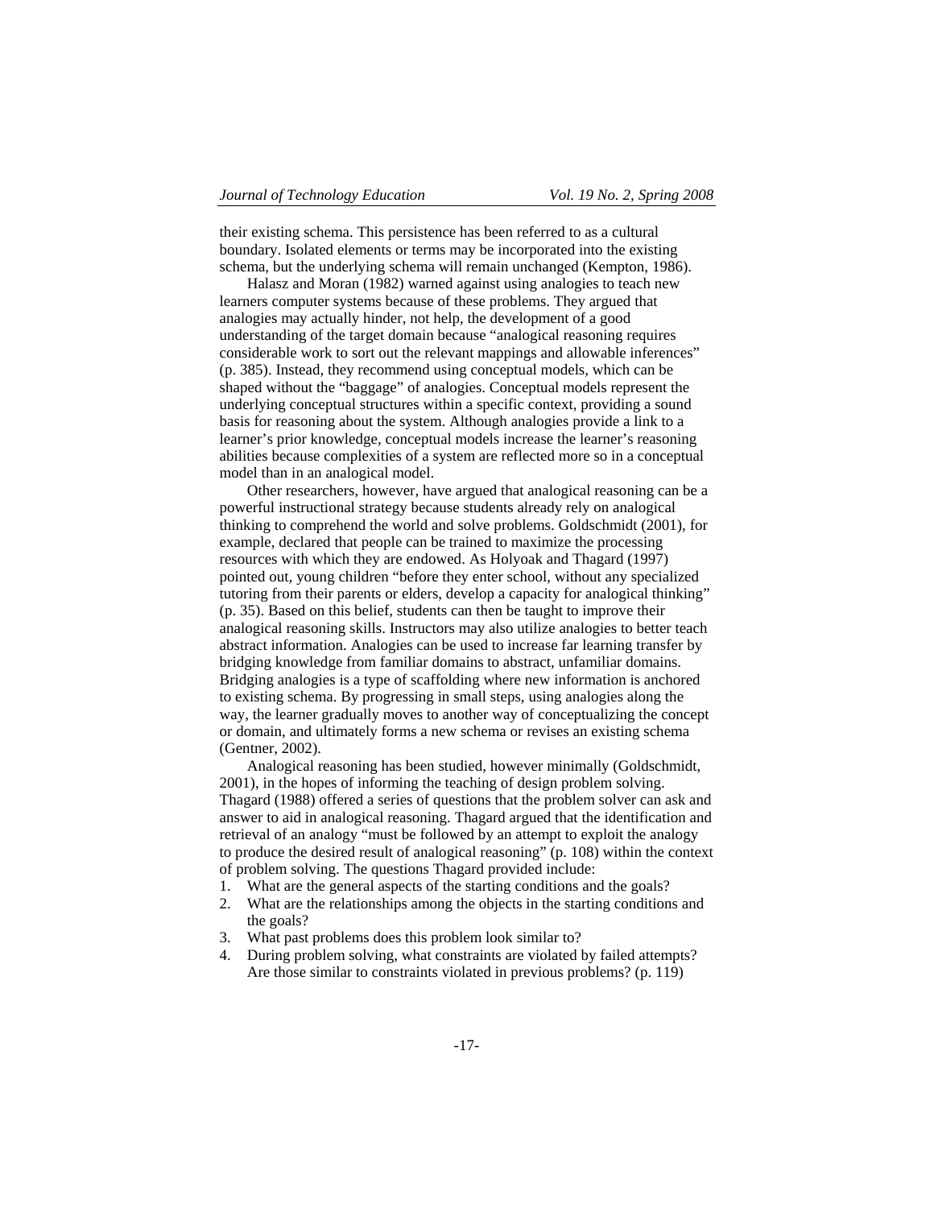their existing schema. This persistence has been referred to as a cultural boundary. Isolated elements or terms may be incorporated into the existing schema, but the underlying schema will remain unchanged (Kempton, 1986).

Halasz and Moran (1982) warned against using analogies to teach new learners computer systems because of these problems. They argued that analogies may actually hinder, not help, the development of a good understanding of the target domain because "analogical reasoning requires considerable work to sort out the relevant mappings and allowable inferences" (p. 385). Instead, they recommend using conceptual models, which can be shaped without the "baggage" of analogies. Conceptual models represent the underlying conceptual structures within a specific context, providing a sound basis for reasoning about the system. Although analogies provide a link to a learner's prior knowledge, conceptual models increase the learner's reasoning abilities because complexities of a system are reflected more so in a conceptual model than in an analogical model.

Other researchers, however, have argued that analogical reasoning can be a powerful instructional strategy because students already rely on analogical thinking to comprehend the world and solve problems. Goldschmidt (2001), for example, declared that people can be trained to maximize the processing resources with which they are endowed. As Holyoak and Thagard (1997) pointed out, young children "before they enter school, without any specialized tutoring from their parents or elders, develop a capacity for analogical thinking" (p. 35). Based on this belief, students can then be taught to improve their analogical reasoning skills. Instructors may also utilize analogies to better teach abstract information. Analogies can be used to increase far learning transfer by bridging knowledge from familiar domains to abstract, unfamiliar domains. Bridging analogies is a type of scaffolding where new information is anchored to existing schema. By progressing in small steps, using analogies along the way, the learner gradually moves to another way of conceptualizing the concept or domain, and ultimately forms a new schema or revises an existing schema (Gentner, 2002).

Analogical reasoning has been studied, however minimally (Goldschmidt, 2001), in the hopes of informing the teaching of design problem solving. Thagard (1988) offered a series of questions that the problem solver can ask and answer to aid in analogical reasoning. Thagard argued that the identification and retrieval of an analogy "must be followed by an attempt to exploit the analogy to produce the desired result of analogical reasoning" (p. 108) within the context of problem solving. The questions Thagard provided include:

1. What are the general aspects of the starting conditions and the goals?
2. What are the relationships among the objects in the starting conditions and the goals?
3. What past problems does this problem look similar to?
4. During problem solving, what constraints are violated by failed attempts? Are those similar to constraints violated in previous problems? (p. 119)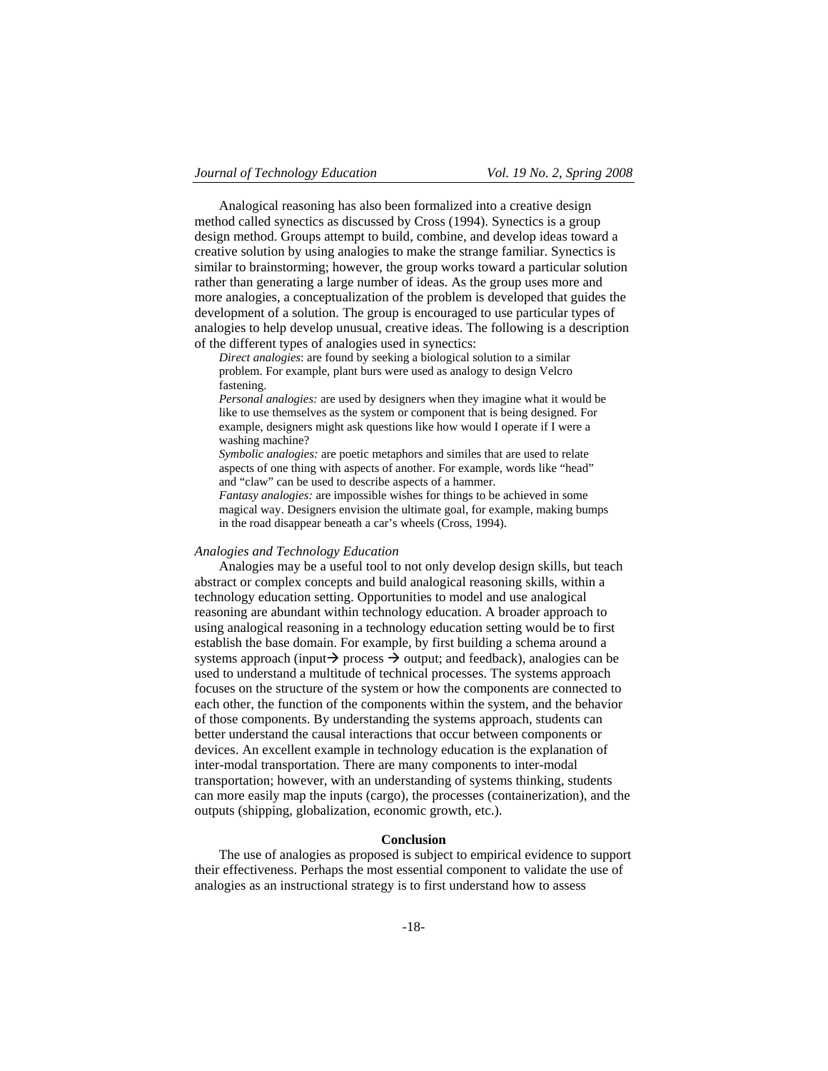Analogical reasoning has also been formalized into a creative design method called synectics as discussed by Cross (1994). Synectics is a group design method. Groups attempt to build, combine, and develop ideas toward a creative solution by using analogies to make the strange familiar. Synectics is similar to brainstorming; however, the group works toward a particular solution rather than generating a large number of ideas. As the group uses more and more analogies, a conceptualization of the problem is developed that guides the development of a solution. The group is encouraged to use particular types of analogies to help develop unusual, creative ideas. The following is a description of the different types of analogies used in synectics:

*Direct analogies*: are found by seeking a biological solution to a similar problem. For example, plant burs were used as analogy to design Velcro fastening.

*Personal analogies:* are used by designers when they imagine what it would be like to use themselves as the system or component that is being designed. For example, designers might ask questions like how would I operate if I were a washing machine?

*Symbolic analogies:* are poetic metaphors and similes that are used to relate aspects of one thing with aspects of another. For example, words like "head" and "claw" can be used to describe aspects of a hammer.

*Fantasy analogies:* are impossible wishes for things to be achieved in some magical way. Designers envision the ultimate goal, for example, making bumps in the road disappear beneath a car's wheels (Cross, 1994).

### *Analogies and Technology Education*

Analogies may be a useful tool to not only develop design skills, but teach abstract or complex concepts and build analogical reasoning skills, within a technology education setting. Opportunities to model and use analogical reasoning are abundant within technology education. A broader approach to using analogical reasoning in a technology education setting would be to first establish the base domain. For example, by first building a schema around a systems approach (input→ process → output; and feedback), analogies can be used to understand a multitude of technical processes. The systems approach focuses on the structure of the system or how the components are connected to each other, the function of the components within the system, and the behavior of those components. By understanding the systems approach, students can better understand the causal interactions that occur between components or devices. An excellent example in technology education is the explanation of inter-modal transportation. There are many components to inter-modal transportation; however, with an understanding of systems thinking, students can more easily map the inputs (cargo), the processes (containerization), and the outputs (shipping, globalization, economic growth, etc.).

## Conclusion

The use of analogies as proposed is subject to empirical evidence to support their effectiveness. Perhaps the most essential component to validate the use of analogies as an instructional strategy is to first understand how to assess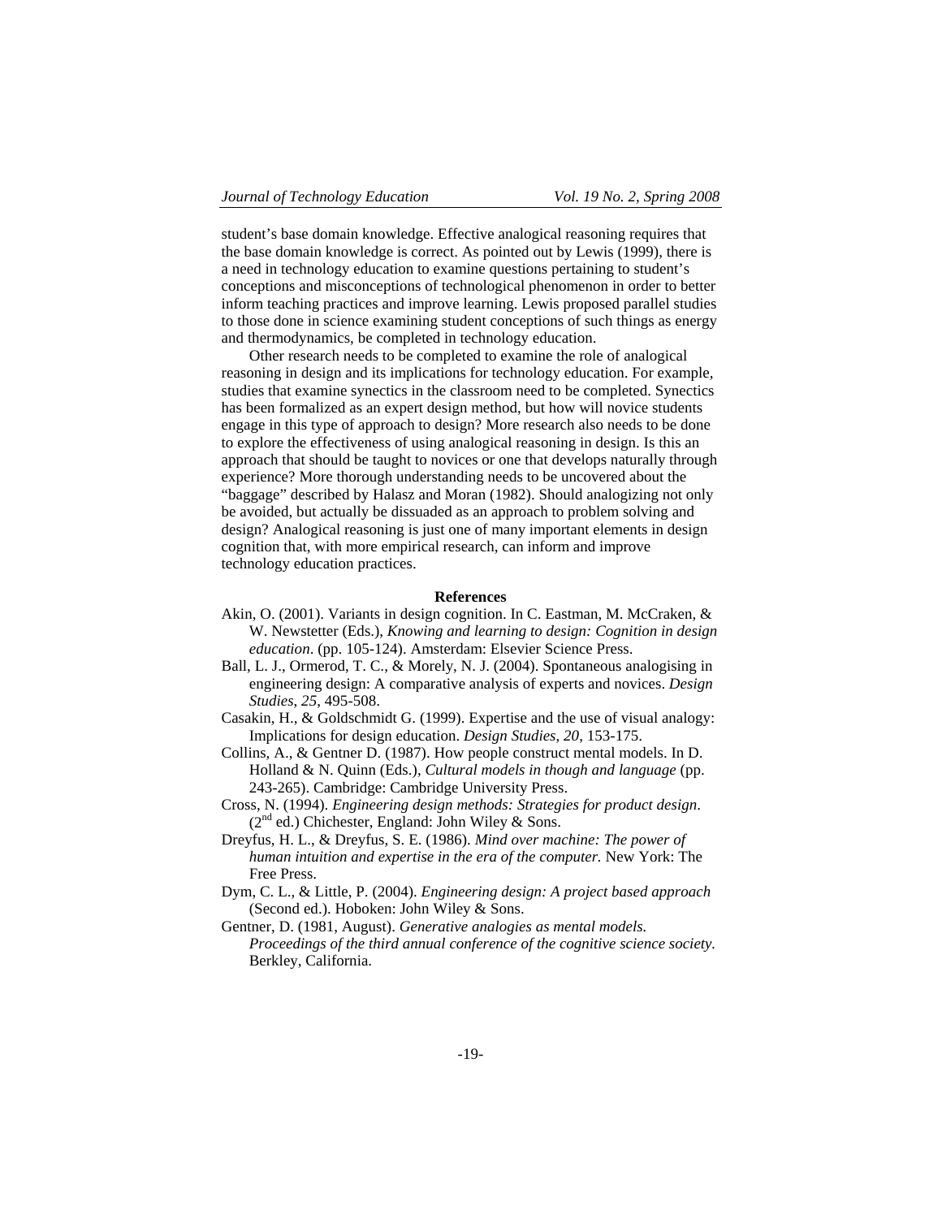student's base domain knowledge. Effective analogical reasoning requires that the base domain knowledge is correct. As pointed out by Lewis (1999), there is a need in technology education to examine questions pertaining to student's conceptions and misconceptions of technological phenomenon in order to better inform teaching practices and improve learning. Lewis proposed parallel studies to those done in science examining student conceptions of such things as energy and thermodynamics, be completed in technology education.

Other research needs to be completed to examine the role of analogical reasoning in design and its implications for technology education. For example, studies that examine synectics in the classroom need to be completed. Synectics has been formalized as an expert design method, but how will novice students engage in this type of approach to design? More research also needs to be done to explore the effectiveness of using analogical reasoning in design. Is this an approach that should be taught to novices or one that develops naturally through experience? More thorough understanding needs to be uncovered about the "baggage" described by Halasz and Moran (1982). Should analogizing not only be avoided, but actually be dissuaded as an approach to problem solving and design? Analogical reasoning is just one of many important elements in design cognition that, with more empirical research, can inform and improve technology education practices.

**References**

Akin, O. (2001). Variants in design cognition. In C. Eastman, M. McCraken, & W. Newstetter (Eds.), *Knowing and learning to design: Cognition in design education*. (pp. 105-124). Amsterdam: Elsevier Science Press.

Ball, L. J., Ormerod, T. C., & Morely, N. J. (2004). Spontaneous analogising in engineering design: A comparative analysis of experts and novices. *Design Studies, 25*, 495-508.

Casakin, H., & Goldschmidt G. (1999). Expertise and the use of visual analogy: Implications for design education. *Design Studies, 20*, 153-175.

Collins, A., & Gentner D. (1987). How people construct mental models. In D. Holland & N. Quinn (Eds.), *Cultural models in though and language* (pp. 243-265). Cambridge: Cambridge University Press.

Cross, N. (1994). *Engineering design methods: Strategies for product design*. (2nd ed.) Chichester, England: John Wiley & Sons.

Dreyfus, H. L., & Dreyfus, S. E. (1986). *Mind over machine: The power of human intuition and expertise in the era of the computer.* New York: The Free Press.

Dym, C. L., & Little, P. (2004). *Engineering design: A project based approach* (Second ed.). Hoboken: John Wiley & Sons.

Gentner, D. (1981, August). *Generative analogies as mental models. Proceedings of the third annual conference of the cognitive science society.* Berkley, California.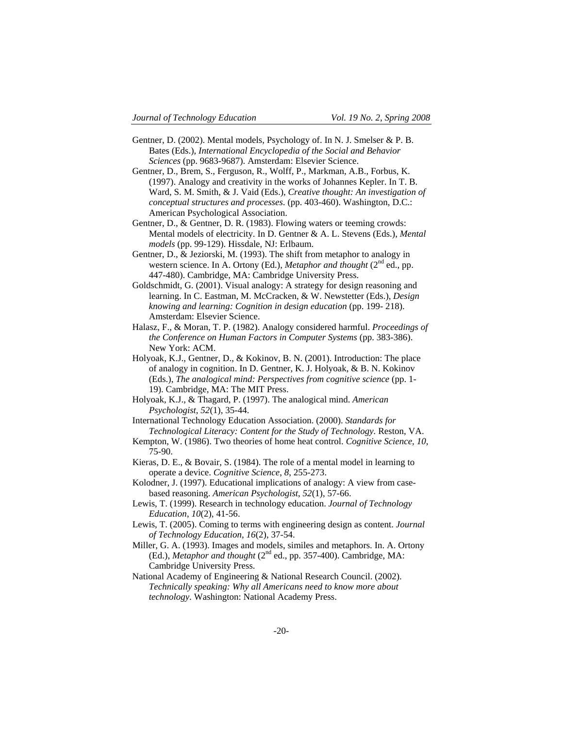Gentner, D. (2002). Mental models, Psychology of. In N. J. Smelser & P. B. Bates (Eds.), *International Encyclopedia of the Social and Behavior Sciences* (pp. 9683-9687). Amsterdam: Elsevier Science.

Gentner, D., Brem, S., Ferguson, R., Wolff, P., Markman, A.B., Forbus, K. (1997). Analogy and creativity in the works of Johannes Kepler. In T. B. Ward, S. M. Smith, & J. Vaid (Eds.), *Creative thought: An investigation of conceptual structures and processes*. (pp. 403-460). Washington, D.C.: American Psychological Association.

Gentner, D., & Gentner, D. R. (1983). Flowing waters or teeming crowds: Mental models of electricity. In D. Gentner & A. L. Stevens (Eds.), *Mental models* (pp. 99-129). Hissdale, NJ: Erlbaum.

Gentner, D., & Jeziorski, M. (1993). The shift from metaphor to analogy in western science. In A. Ortony (Ed.), *Metaphor and thought* (2nd ed., pp. 447-480). Cambridge, MA: Cambridge University Press.

Goldschmidt, G. (2001). Visual analogy: A strategy for design reasoning and learning. In C. Eastman, M. McCracken, & W. Newstetter (Eds.), *Design knowing and learning: Cognition in design education* (pp. 199- 218). Amsterdam: Elsevier Science.

Halasz, F., & Moran, T. P. (1982). Analogy considered harmful. *Proceedings of the Conference on Human Factors in Computer Systems* (pp. 383-386). New York: ACM.

Holyoak, K.J., Gentner, D., & Kokinov, B. N. (2001). Introduction: The place of analogy in cognition. In D. Gentner, K. J. Holyoak, & B. N. Kokinov (Eds.), *The analogical mind: Perspectives from cognitive science* (pp. 1-19). Cambridge, MA: The MIT Press.

Holyoak, K.J., & Thagard, P. (1997). The analogical mind. *American Psychologist*, *52*(1), 35-44.

International Technology Education Association. (2000). *Standards for Technological Literacy: Content for the Study of Technology.* Reston, VA.

Kempton, W. (1986). Two theories of home heat control. *Cognitive Science*, *10*, 75-90.

Kieras, D. E., & Bovair, S. (1984). The role of a mental model in learning to operate a device. *Cognitive Science*, *8*, 255-273.

Kolodner, J. (1997). Educational implications of analogy: A view from case-based reasoning. *American Psychologist*, *52*(1), 57-66.

Lewis, T. (1999). Research in technology education. *Journal of Technology Education*, *10*(2), 41-56.

Lewis, T. (2005). Coming to terms with engineering design as content. *Journal of Technology Education*, *16*(2), 37-54.

Miller, G. A. (1993). Images and models, similes and metaphors. In. A. Ortony (Ed.), *Metaphor and thought* (2nd ed., pp. 357-400). Cambridge, MA: Cambridge University Press.

National Academy of Engineering & National Research Council. (2002). *Technically speaking: Why all Americans need to know more about technology*. Washington: National Academy Press.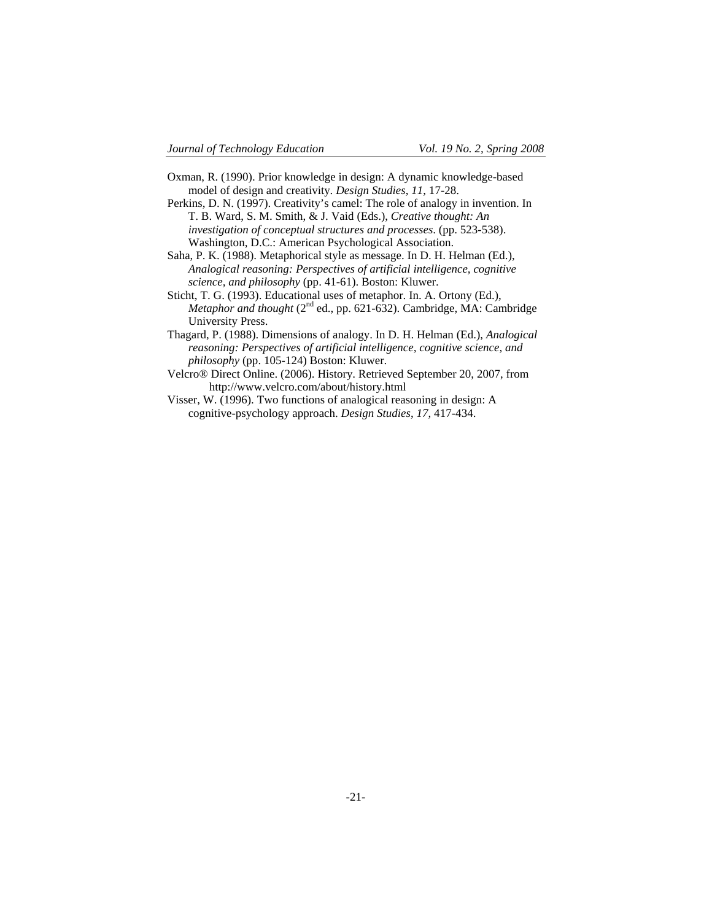Oxman, R. (1990). Prior knowledge in design: A dynamic knowledge-based model of design and creativity. *Design Studies*, *11*, 17-28.

Perkins, D. N. (1997). Creativity's camel: The role of analogy in invention. In T. B. Ward, S. M. Smith, & J. Vaid (Eds.), *Creative thought: An investigation of conceptual structures and processes*. (pp. 523-538). Washington, D.C.: American Psychological Association.

Saha, P. K. (1988). Metaphorical style as message. In D. H. Helman (Ed.), *Analogical reasoning: Perspectives of artificial intelligence, cognitive science, and philosophy* (pp. 41-61). Boston: Kluwer.

Sticht, T. G. (1993). Educational uses of metaphor. In. A. Ortony (Ed.), *Metaphor and thought* (2nd ed., pp. 621-632). Cambridge, MA: Cambridge University Press.

Thagard, P. (1988). Dimensions of analogy. In D. H. Helman (Ed.), *Analogical reasoning: Perspectives of artificial intelligence, cognitive science, and philosophy* (pp. 105-124) Boston: Kluwer.

Velcro® Direct Online. (2006). History. Retrieved September 20, 2007, from http://www.velcro.com/about/history.html

Visser, W. (1996). Two functions of analogical reasoning in design: A cognitive-psychology approach. *Design Studies*, *17*, 417-434.